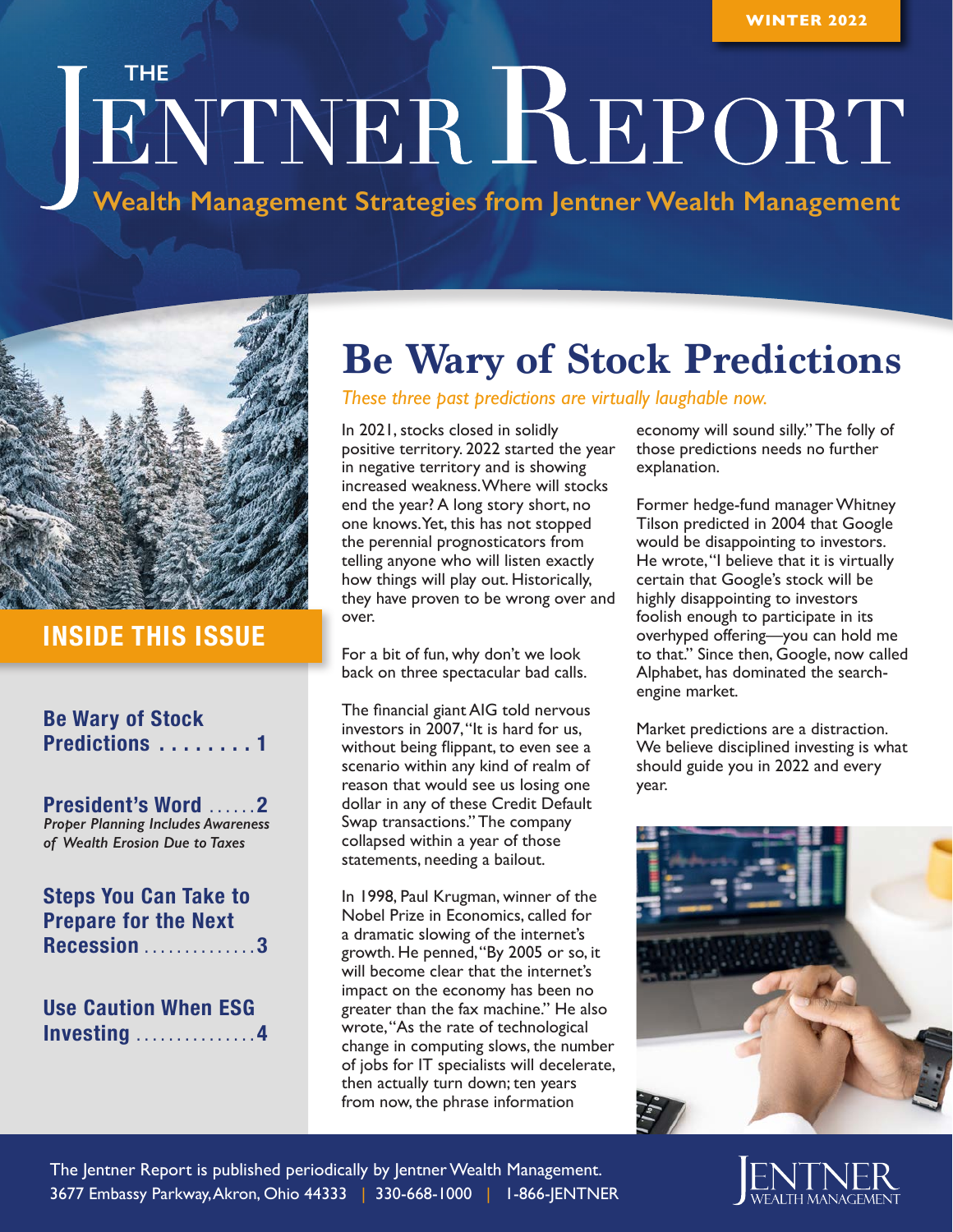WINTER 2022

# THE JENTNER REPORT

**Wealth Management Strategies from Jentner Wealth Management**

## INSIDE THIS ISSUE

**Be Wary of Stock Predictions . . . . . . . . 1**

**President's Word . . . . . . 2**
*Proper Planning Includes Awareness of Wealth Erosion Due to Taxes*

**Steps You Can Take to Prepare for the Next Recession . . . . . . . . . . . . . . 3**

**Use Caution When ESG Investing . . . . . . . . . . . . . . . 4**

# Be Wary of Stock Predictions

*These three past predictions are virtually laughable now.*

In 2021, stocks closed in solidly positive territory. 2022 started the year in negative territory and is showing increased weakness. Where will stocks end the year? A long story short, no one knows. Yet, this has not stopped the perennial prognosticators from telling anyone who will listen exactly how things will play out. Historically, they have proven to be wrong over and over.

For a bit of fun, why don't we look back on three spectacular bad calls.

The financial giant AIG told nervous investors in 2007, "It is hard for us, without being flippant, to even see a scenario within any kind of realm of reason that would see us losing one dollar in any of these Credit Default Swap transactions." The company collapsed within a year of those statements, needing a bailout.

In 1998, Paul Krugman, winner of the Nobel Prize in Economics, called for a dramatic slowing of the internet's growth. He penned, "By 2005 or so, it will become clear that the internet's impact on the economy has been no greater than the fax machine." He also wrote, "As the rate of technological change in computing slows, the number of jobs for IT specialists will decelerate, then actually turn down; ten years from now, the phrase information economy will sound silly." The folly of those predictions needs no further explanation.

Former hedge-fund manager Whitney Tilson predicted in 2004 that Google would be disappointing to investors. He wrote, "I believe that it is virtually certain that Google's stock will be highly disappointing to investors foolish enough to participate in its overhyped offering—you can hold me to that." Since then, Google, now called Alphabet, has dominated the search-engine market.

Market predictions are a distraction. We believe disciplined investing is what should guide you in 2022 and every year.

The Jentner Report is published periodically by Jentner Wealth Management.
3677 Embassy Parkway, Akron, Ohio 44333 | 330-668-1000 | 1-866-JENTNER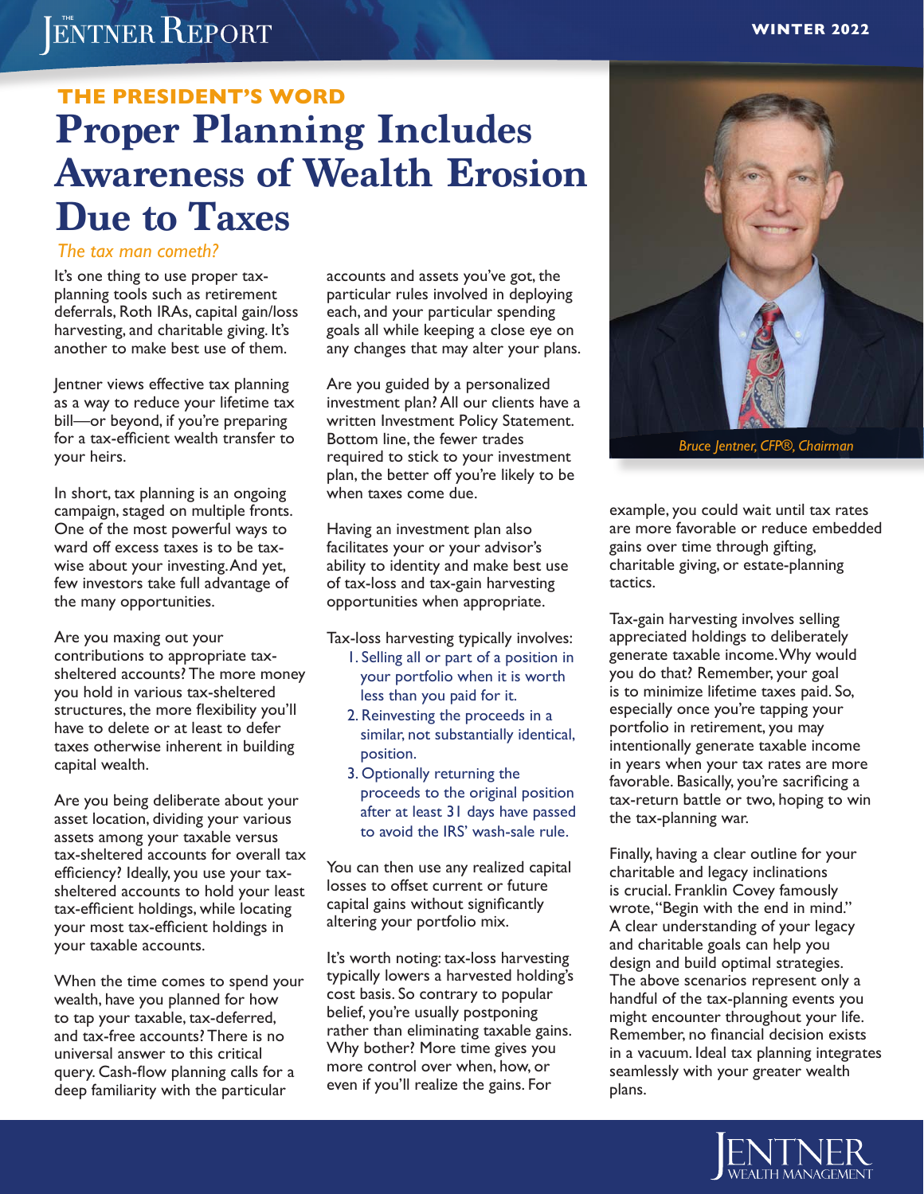## THE PRESIDENT'S WORD

# Proper Planning Includes Awareness of Wealth Erosion Due to Taxes

*The tax man cometh?*

It's one thing to use proper tax-planning tools such as retirement deferrals, Roth IRAs, capital gain/loss harvesting, and charitable giving. It's another to make best use of them.

Jentner views effective tax planning as a way to reduce your lifetime tax bill—or beyond, if you're preparing for a tax-efficient wealth transfer to your heirs.

In short, tax planning is an ongoing campaign, staged on multiple fronts. One of the most powerful ways to ward off excess taxes is to be tax-wise about your investing. And yet, few investors take full advantage of the many opportunities.

Are you maxing out your contributions to appropriate tax-sheltered accounts? The more money you hold in various tax-sheltered structures, the more flexibility you'll have to delete or at least to defer taxes otherwise inherent in building capital wealth.

Are you being deliberate about your asset location, dividing your various assets among your taxable versus tax-sheltered accounts for overall tax efficiency? Ideally, you use your tax-sheltered accounts to hold your least tax-efficient holdings, while locating your most tax-efficient holdings in your taxable accounts.

When the time comes to spend your wealth, have you planned for how to tap your taxable, tax-deferred, and tax-free accounts? There is no universal answer to this critical query. Cash-flow planning calls for a deep familiarity with the particular accounts and assets you've got, the particular rules involved in deploying each, and your particular spending goals all while keeping a close eye on any changes that may alter your plans.

Are you guided by a personalized investment plan? All our clients have a written Investment Policy Statement. Bottom line, the fewer trades required to stick to your investment plan, the better off you're likely to be when taxes come due.

Having an investment plan also facilitates your or your advisor's ability to identity and make best use of tax-loss and tax-gain harvesting opportunities when appropriate.

Tax-loss harvesting typically involves:

1. Selling all or part of a position in your portfolio when it is worth less than you paid for it.
2. Reinvesting the proceeds in a similar, not substantially identical, position.
3. Optionally returning the proceeds to the original position after at least 31 days have passed to avoid the IRS' wash-sale rule.

You can then use any realized capital losses to offset current or future capital gains without significantly altering your portfolio mix.

It's worth noting: tax-loss harvesting typically lowers a harvested holding's cost basis. So contrary to popular belief, you're usually postponing rather than eliminating taxable gains. Why bother? More time gives you more control over when, how, or even if you'll realize the gains. For example, you could wait until tax rates are more favorable or reduce embedded gains over time through gifting, charitable giving, or estate-planning tactics.

*Bruce Jentner, CFP®, Chairman*

Tax-gain harvesting involves selling appreciated holdings to deliberately generate taxable income. Why would you do that? Remember, your goal is to minimize lifetime taxes paid. So, especially once you're tapping your portfolio in retirement, you may intentionally generate taxable income in years when your tax rates are more favorable. Basically, you're sacrificing a tax-return battle or two, hoping to win the tax-planning war.

Finally, having a clear outline for your charitable and legacy inclinations is crucial. Franklin Covey famously wrote, "Begin with the end in mind." A clear understanding of your legacy and charitable goals can help you design and build optimal strategies. The above scenarios represent only a handful of the tax-planning events you might encounter throughout your life. Remember, no financial decision exists in a vacuum. Ideal tax planning integrates seamlessly with your greater wealth plans.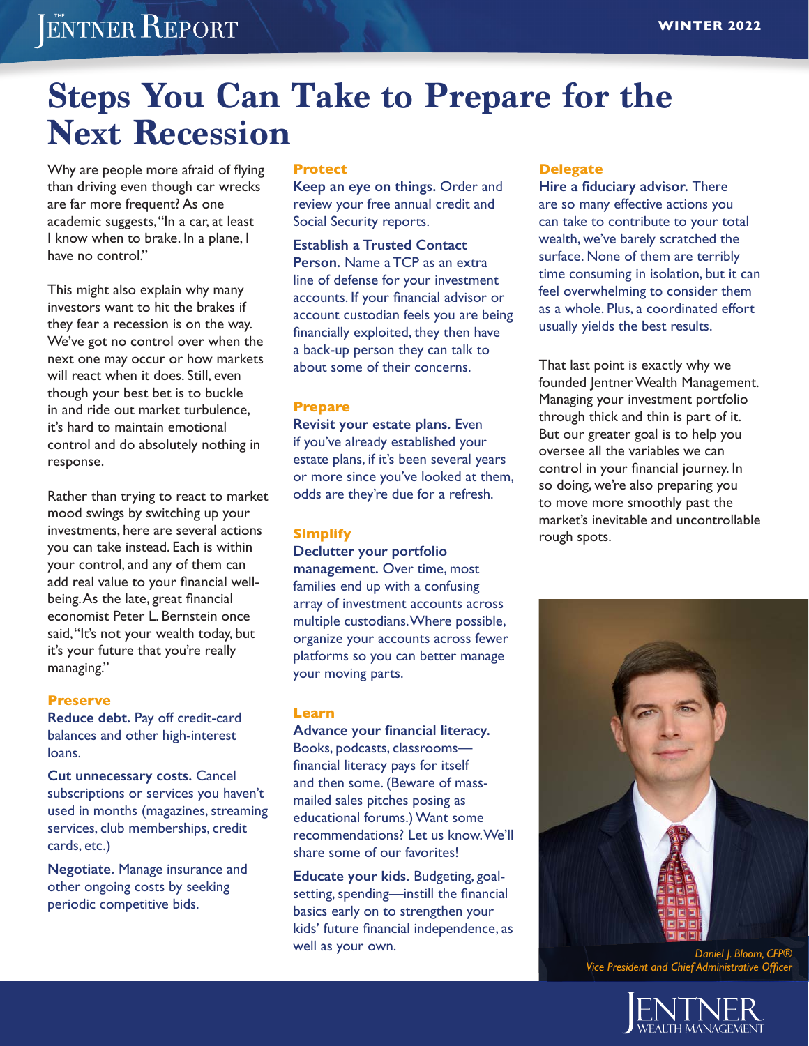# Steps You Can Take to Prepare for the Next Recession

Why are people more afraid of flying than driving even though car wrecks are far more frequent? As one academic suggests, "In a car, at least I know when to brake. In a plane, I have no control."

This might also explain why many investors want to hit the brakes if they fear a recession is on the way. We've got no control over when the next one may occur or how markets will react when it does. Still, even though your best bet is to buckle in and ride out market turbulence, it's hard to maintain emotional control and do absolutely nothing in response.

Rather than trying to react to market mood swings by switching up your investments, here are several actions you can take instead. Each is within your control, and any of them can add real value to your financial well-being. As the late, great financial economist Peter L. Bernstein once said, "It's not your wealth today, but it's your future that you're really managing."

### Preserve

**Reduce debt.** Pay off credit-card balances and other high-interest loans.

**Cut unnecessary costs.** Cancel subscriptions or services you haven't used in months (magazines, streaming services, club memberships, credit cards, etc.)

**Negotiate.** Manage insurance and other ongoing costs by seeking periodic competitive bids.

### Protect

**Keep an eye on things.** Order and review your free annual credit and Social Security reports.

**Establish a Trusted Contact Person.** Name a TCP as an extra line of defense for your investment accounts. If your financial advisor or account custodian feels you are being financially exploited, they then have a back-up person they can talk to about some of their concerns.

### Prepare

**Revisit your estate plans.** Even if you've already established your estate plans, if it's been several years or more since you've looked at them, odds are they're due for a refresh.

### Simplify

**Declutter your portfolio management.** Over time, most families end up with a confusing array of investment accounts across multiple custodians. Where possible, organize your accounts across fewer platforms so you can better manage your moving parts.

### Learn

**Advance your financial literacy.** Books, podcasts, classrooms—financial literacy pays for itself and then some. (Beware of mass-mailed sales pitches posing as educational forums.) Want some recommendations? Let us know. We'll share some of our favorites!

**Educate your kids.** Budgeting, goal-setting, spending—instill the financial basics early on to strengthen your kids' future financial independence, as well as your own.

### Delegate

**Hire a fiduciary advisor.** There are so many effective actions you can take to contribute to your total wealth, we've barely scratched the surface. None of them are terribly time consuming in isolation, but it can feel overwhelming to consider them as a whole. Plus, a coordinated effort usually yields the best results.

That last point is exactly why we founded Jentner Wealth Management. Managing your investment portfolio through thick and thin is part of it. But our greater goal is to help you oversee all the variables we can control in your financial journey. In so doing, we're also preparing you to move more smoothly past the market's inevitable and uncontrollable rough spots.

*Daniel J. Bloom, CFP®*
*Vice President and Chief Administrative Officer*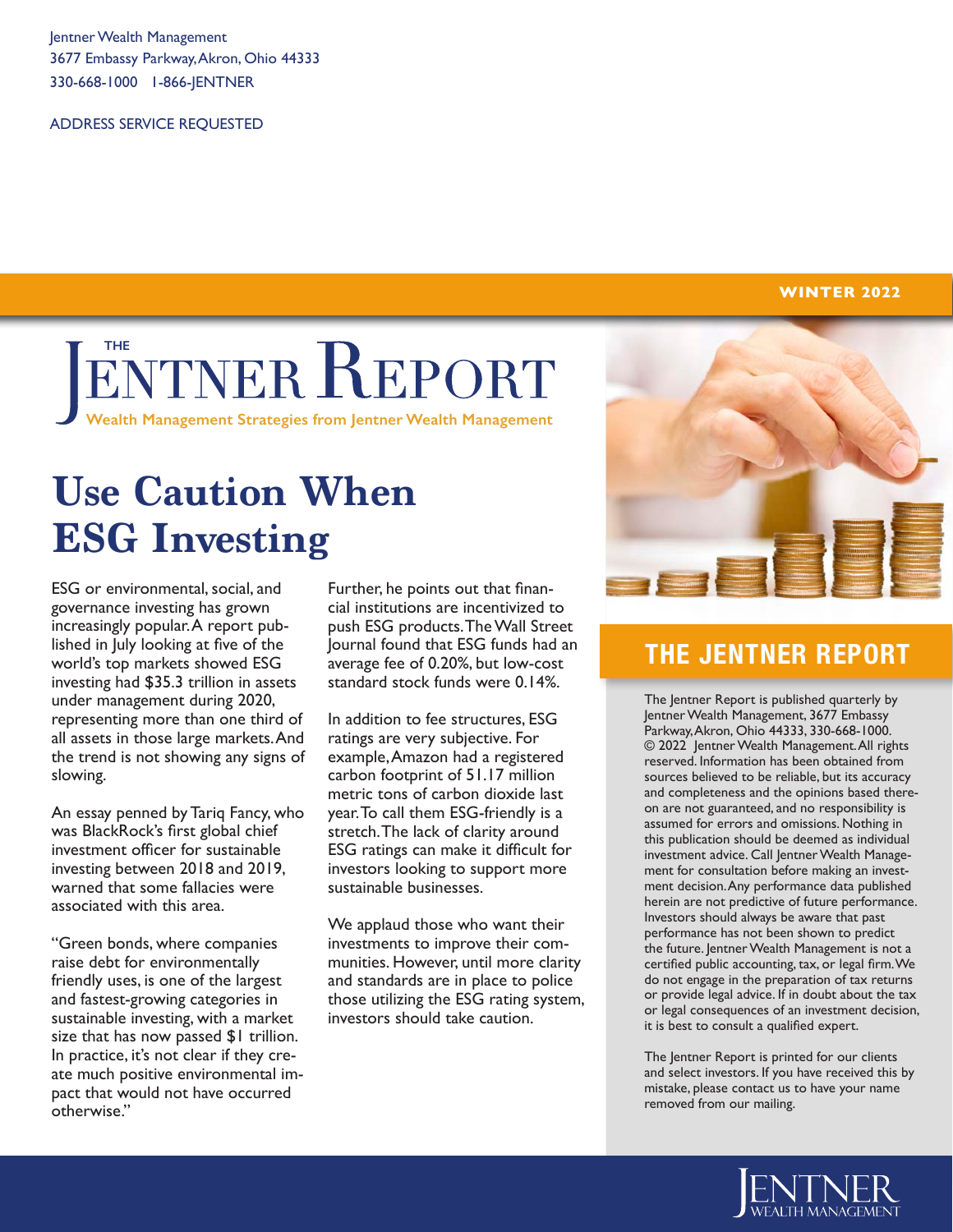Jentner Wealth Management
3677 Embassy Parkway, Akron, Ohio 44333
330-668-1000 1-866-JENTNER

ADDRESS SERVICE REQUESTED

WINTER 2022

# THE JENTNER REPORT

Wealth Management Strategies from Jentner Wealth Management

## Use Caution When ESG Investing

ESG or environmental, social, and governance investing has grown increasingly popular. A report published in July looking at five of the world's top markets showed ESG investing had $35.3 trillion in assets under management during 2020, representing more than one third of all assets in those large markets. And the trend is not showing any signs of slowing.

An essay penned by Tariq Fancy, who was BlackRock's first global chief investment officer for sustainable investing between 2018 and 2019, warned that some fallacies were associated with this area.

"Green bonds, where companies raise debt for environmentally friendly uses, is one of the largest and fastest-growing categories in sustainable investing, with a market size that has now passed $1 trillion. In practice, it's not clear if they create much positive environmental impact that would not have occurred otherwise."

Further, he points out that financial institutions are incentivized to push ESG products. The Wall Street Journal found that ESG funds had an average fee of 0.20%, but low-cost standard stock funds were 0.14%.

In addition to fee structures, ESG ratings are very subjective. For example, Amazon had a registered carbon footprint of 51.17 million metric tons of carbon dioxide last year. To call them ESG-friendly is a stretch. The lack of clarity around ESG ratings can make it difficult for investors looking to support more sustainable businesses.

We applaud those who want their investments to improve their communities. However, until more clarity and standards are in place to police those utilizing the ESG rating system, investors should take caution.

## THE JENTNER REPORT

The Jentner Report is published quarterly by Jentner Wealth Management, 3677 Embassy Parkway, Akron, Ohio 44333, 330-668-1000. © 2022 Jentner Wealth Management. All rights reserved. Information has been obtained from sources believed to be reliable, but its accuracy and completeness and the opinions based thereon are not guaranteed, and no responsibility is assumed for errors and omissions. Nothing in this publication should be deemed as individual investment advice. Call Jentner Wealth Management for consultation before making an investment decision. Any performance data published herein are not predictive of future performance. Investors should always be aware that past performance has not been shown to predict the future. Jentner Wealth Management is not a certified public accounting, tax, or legal firm. We do not engage in the preparation of tax returns or provide legal advice. If in doubt about the tax or legal consequences of an investment decision, it is best to consult a qualified expert.

The Jentner Report is printed for our clients and select investors. If you have received this by mistake, please contact us to have your name removed from our mailing.

JENTNER WEALTH MANAGEMENT